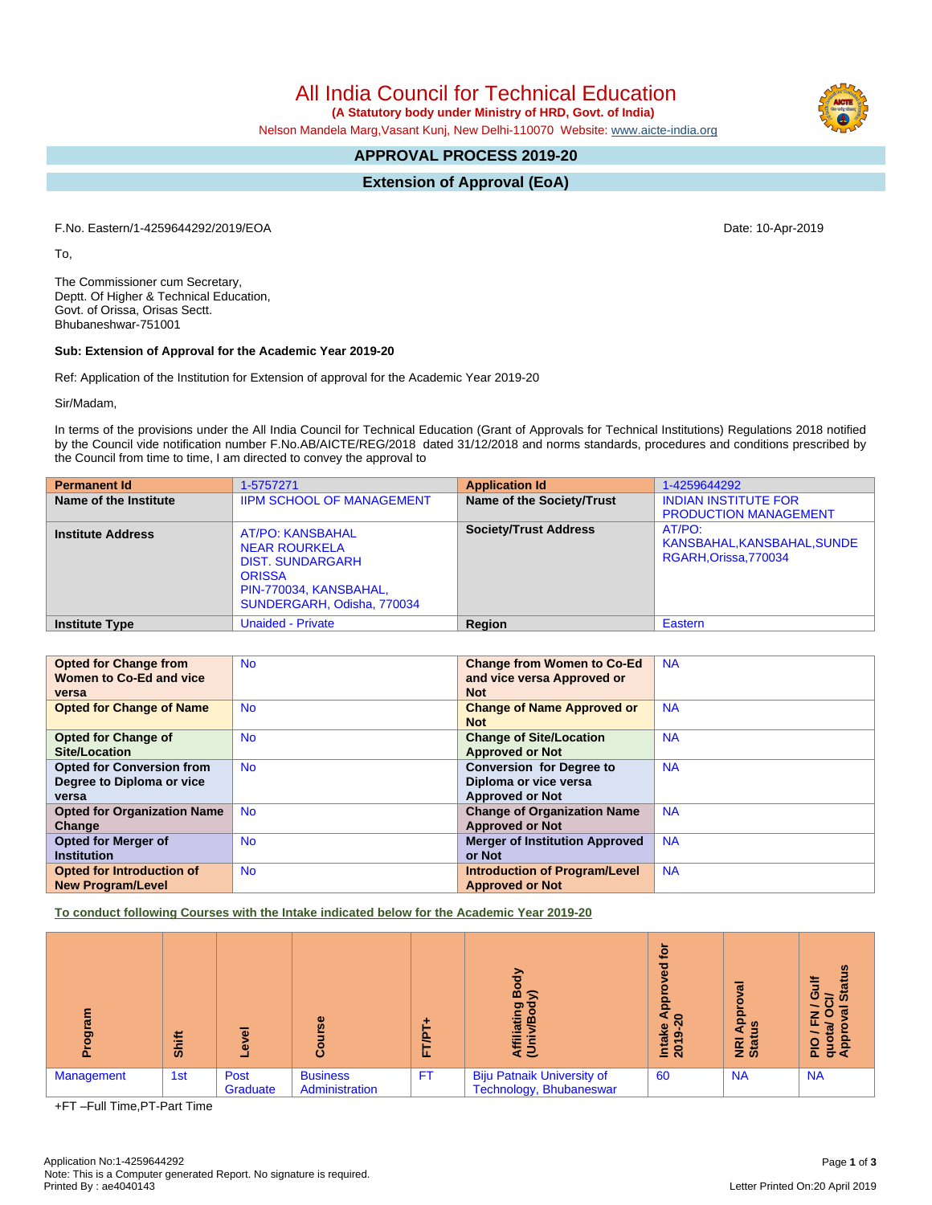# All India Council for Technical Education

**(A Statutory body under Ministry of HRD, Govt. of India)**

Nelson Mandela Marg,Vasant Kunj, New Delhi-110070 Website: www.aicte-india.org

## APPROVAL PROCESS 2019-20

## Extension of Approval (EoA)

F.No. Eastern/1-4259644292/2019/EOA

Date: 10-Apr-2019

To,

The Commissioner cum Secretary,
Deptt. Of Higher & Technical Education,
Govt. of Orissa, Orisas Sectt.
Bhubaneshwar-751001

**Sub: Extension of Approval for the Academic Year 2019-20**

Ref: Application of the Institution for Extension of approval for the Academic Year 2019-20

Sir/Madam,

In terms of the provisions under the All India Council for Technical Education (Grant of Approvals for Technical Institutions) Regulations 2018 notified by the Council vide notification number F.No.AB/AICTE/REG/2018 dated 31/12/2018 and norms standards, procedures and conditions prescribed by the Council from time to time, I am directed to convey the approval to

| Permanent Id | 1-5757271 | Application Id | 1-4259644292 |
|---|---|---|---|
| Name of the Institute | IIPM SCHOOL OF MANAGEMENT | Name of the Society/Trust | INDIAN INSTITUTE FOR PRODUCTION MANAGEMENT |
| Institute Address | AT/PO: KANSBAHAL NEAR ROURKELA DIST. SUNDARGARH ORISSA PIN-770034, KANSBAHAL, SUNDERGARH, Odisha, 770034 | Society/Trust Address | AT/PO: KANSBAHAL,KANSBAHAL,SUNDERGARH,Orissa,770034 |
| Institute Type | Unaided - Private | Region | Eastern |

| Opted for Change from Women to Co-Ed and vice versa | No | Change from Women to Co-Ed and vice versa Approved or Not | NA |
|---|---|---|---|
| Opted for Change of Name | No | Change of Name Approved or Not | NA |
| Opted for Change of Site/Location | No | Change of Site/Location Approved or Not | NA |
| Opted for Conversion from Degree to Diploma or vice versa | No | Conversion for Degree to Diploma or vice versa Approved or Not | NA |
| Opted for Organization Name Change | No | Change of Organization Name Approved or Not | NA |
| Opted for Merger of Institution | No | Merger of Institution Approved or Not | NA |
| Opted for Introduction of New Program/Level | No | Introduction of Program/Level Approved or Not | NA |

**To conduct following Courses with the Intake indicated below for the Academic Year 2019-20**

| Program | Shift | Level | Course | FT/PT+ | Affiliating Body (Univ/Body) | Intake Approved for 2019-20 | NRI Approval Status | PIO / FN / Gulf quota/ OCI/ Approval Status |
|---|---|---|---|---|---|---|---|---|
| Management | 1st | Post Graduate | Business Administration | FT | Biju Patnaik University of Technology, Bhubaneswar | 60 | NA | NA |

+FT –Full Time,PT-Part Time

Application No:1-4259644292
Note: This is a Computer generated Report. No signature is required.
Printed By : ae4040143

Letter Printed On:20 April 2019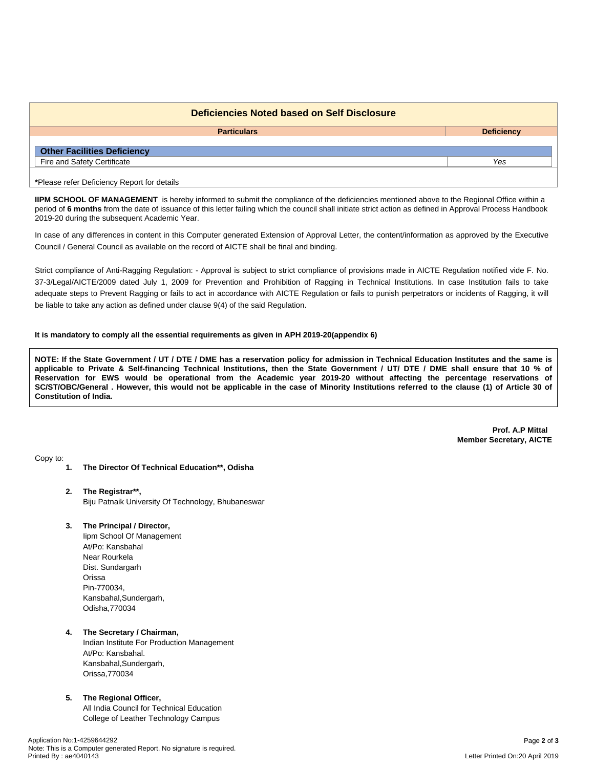## Deficiencies Noted based on Self Disclosure

| Particulars | Deficiency |
| --- | --- |
| **Other Facilities Deficiency** | |
| Fire and Safety Certificate | *Yes* |

***Please refer Deficiency Report for details**

**IIPM SCHOOL OF MANAGEMENT** is hereby informed to submit the compliance of the deficiencies mentioned above to the Regional Office within a period of **6 months** from the date of issuance of this letter failing which the council shall initiate strict action as defined in Approval Process Handbook 2019-20 during the subsequent Academic Year.

In case of any differences in content in this Computer generated Extension of Approval Letter, the content/information as approved by the Executive Council / General Council as available on the record of AICTE shall be final and binding.

Strict compliance of Anti-Ragging Regulation: - Approval is subject to strict compliance of provisions made in AICTE Regulation notified vide F. No. 37-3/Legal/AICTE/2009 dated July 1, 2009 for Prevention and Prohibition of Ragging in Technical Institutions. In case Institution fails to take adequate steps to Prevent Ragging or fails to act in accordance with AICTE Regulation or fails to punish perpetrators or incidents of Ragging, it will be liable to take any action as defined under clause 9(4) of the said Regulation.

**It is mandatory to comply all the essential requirements as given in APH 2019-20(appendix 6)**

**NOTE: If the State Government / UT / DTE / DME has a reservation policy for admission in Technical Education Institutes and the same is applicable to Private & Self-financing Technical Institutions, then the State Government / UT/ DTE / DME shall ensure that 10 % of Reservation for EWS would be operational from the Academic year 2019-20 without affecting the percentage reservations of SC/ST/OBC/General . However, this would not be applicable in the case of Minority Institutions referred to the clause (1) of Article 30 of Constitution of India.**

**Prof. A.P Mittal**
**Member Secretary, AICTE**

Copy to:

1. **The Director Of Technical Education\*\*, Odisha**

2. **The Registrar\*\*,**
   Biju Patnaik University Of Technology, Bhubaneswar

3. **The Principal / Director,**
   Iipm School Of Management
   At/Po: Kansbahal
   Near Rourkela
   Dist. Sundargarh
   Orissa
   Pin-770034,
   Kansbahal,Sundergarh,
   Odisha,770034

4. **The Secretary / Chairman,**
   Indian Institute For Production Management
   At/Po: Kansbahal.
   Kansbahal,Sundergarh,
   Orissa,770034

5. **The Regional Officer,**
   All India Council for Technical Education
   College of Leather Technology Campus

Application No:1-4259644292
Note: This is a Computer generated Report. No signature is required.
Printed By : ae4040143

Letter Printed On:20 April 2019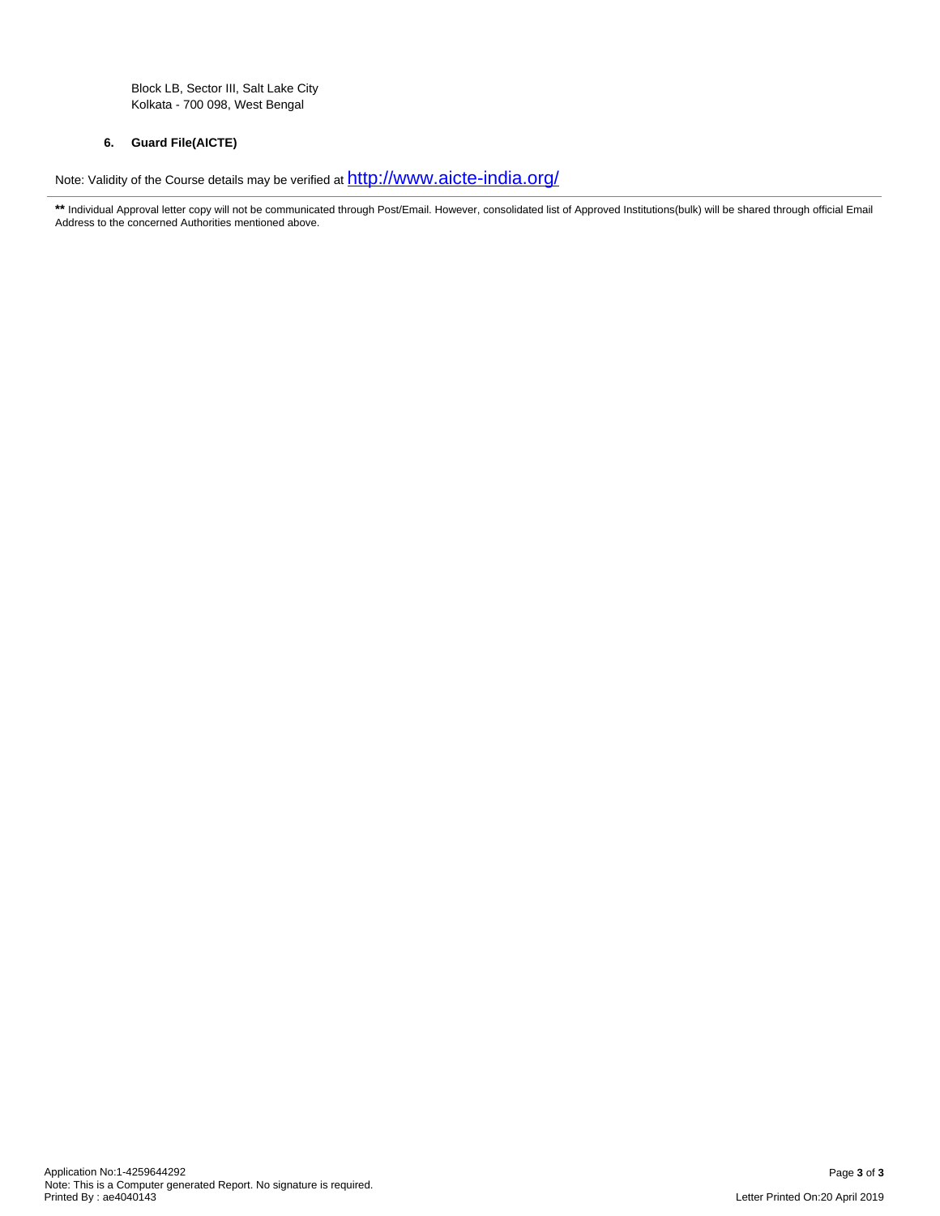Block LB, Sector III, Salt Lake City
Kolkata - 700 098, West Bengal

6. **Guard File(AICTE)**

Note: Validity of the Course details may be verified at http://www.aicte-india.org/

---

** Individual Approval letter copy will not be communicated through Post/Email. However, consolidated list of Approved Institutions(bulk) will be shared through official Email Address to the concerned Authorities mentioned above.

Application No:1-4259644292
Note: This is a Computer generated Report. No signature is required.
Printed By : ae4040143

Letter Printed On:20 April 2019